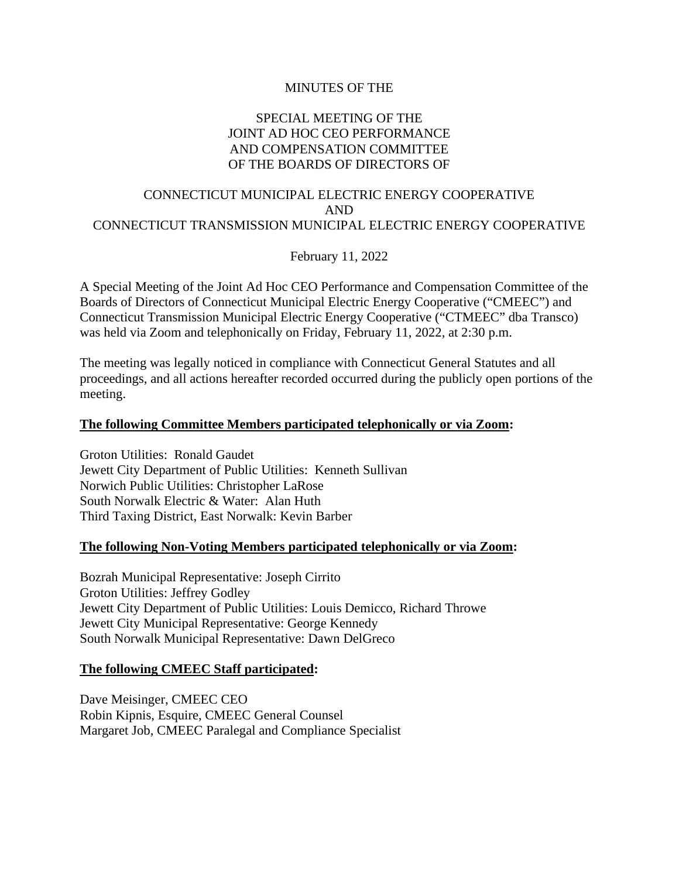MINUTES OF THE

SPECIAL MEETING OF THE
JOINT AD HOC CEO PERFORMANCE
AND COMPENSATION COMMITTEE
OF THE BOARDS OF DIRECTORS OF

CONNECTICUT MUNICIPAL ELECTRIC ENERGY COOPERATIVE
AND
CONNECTICUT TRANSMISSION MUNICIPAL ELECTRIC ENERGY COOPERATIVE

February 11, 2022

A Special Meeting of the Joint Ad Hoc CEO Performance and Compensation Committee of the Boards of Directors of Connecticut Municipal Electric Energy Cooperative ("CMEEC") and Connecticut Transmission Municipal Electric Energy Cooperative ("CTMEEC" dba Transco) was held via Zoom and telephonically on Friday, February 11, 2022, at 2:30 p.m.

The meeting was legally noticed in compliance with Connecticut General Statutes and all proceedings, and all actions hereafter recorded occurred during the publicly open portions of the meeting.

**The following Committee Members participated telephonically or via Zoom:**

Groton Utilities: Ronald Gaudet
Jewett City Department of Public Utilities: Kenneth Sullivan
Norwich Public Utilities: Christopher LaRose
South Norwalk Electric & Water: Alan Huth
Third Taxing District, East Norwalk: Kevin Barber

**The following Non-Voting Members participated telephonically or via Zoom:**

Bozrah Municipal Representative: Joseph Cirrito
Groton Utilities: Jeffrey Godley
Jewett City Department of Public Utilities: Louis Demicco, Richard Throwe
Jewett City Municipal Representative: George Kennedy
South Norwalk Municipal Representative: Dawn DelGreco

**The following CMEEC Staff participated:**

Dave Meisinger, CMEEC CEO
Robin Kipnis, Esquire, CMEEC General Counsel
Margaret Job, CMEEC Paralegal and Compliance Specialist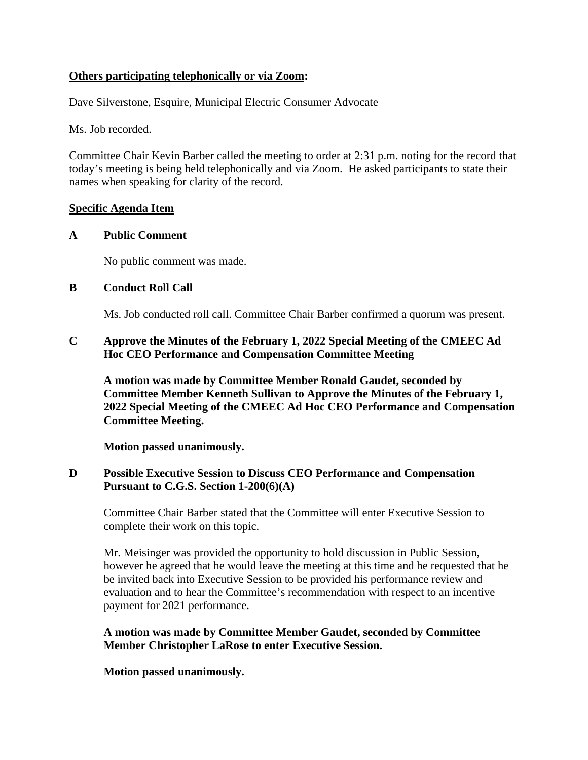**Others participating telephonically or via Zoom:**

Dave Silverstone, Esquire, Municipal Electric Consumer Advocate

Ms. Job recorded.

Committee Chair Kevin Barber called the meeting to order at 2:31 p.m. noting for the record that today's meeting is being held telephonically and via Zoom. He asked participants to state their names when speaking for clarity of the record.

**Specific Agenda Item**

**A Public Comment**

No public comment was made.

**B Conduct Roll Call**

Ms. Job conducted roll call. Committee Chair Barber confirmed a quorum was present.

**C Approve the Minutes of the February 1, 2022 Special Meeting of the CMEEC Ad Hoc CEO Performance and Compensation Committee Meeting**

**A motion was made by Committee Member Ronald Gaudet, seconded by Committee Member Kenneth Sullivan to Approve the Minutes of the February 1, 2022 Special Meeting of the CMEEC Ad Hoc CEO Performance and Compensation Committee Meeting.**

**Motion passed unanimously.**

**D Possible Executive Session to Discuss CEO Performance and Compensation Pursuant to C.G.S. Section 1-200(6)(A)**

Committee Chair Barber stated that the Committee will enter Executive Session to complete their work on this topic.

Mr. Meisinger was provided the opportunity to hold discussion in Public Session, however he agreed that he would leave the meeting at this time and he requested that he be invited back into Executive Session to be provided his performance review and evaluation and to hear the Committee's recommendation with respect to an incentive payment for 2021 performance.

**A motion was made by Committee Member Gaudet, seconded by Committee Member Christopher LaRose to enter Executive Session.**

**Motion passed unanimously.**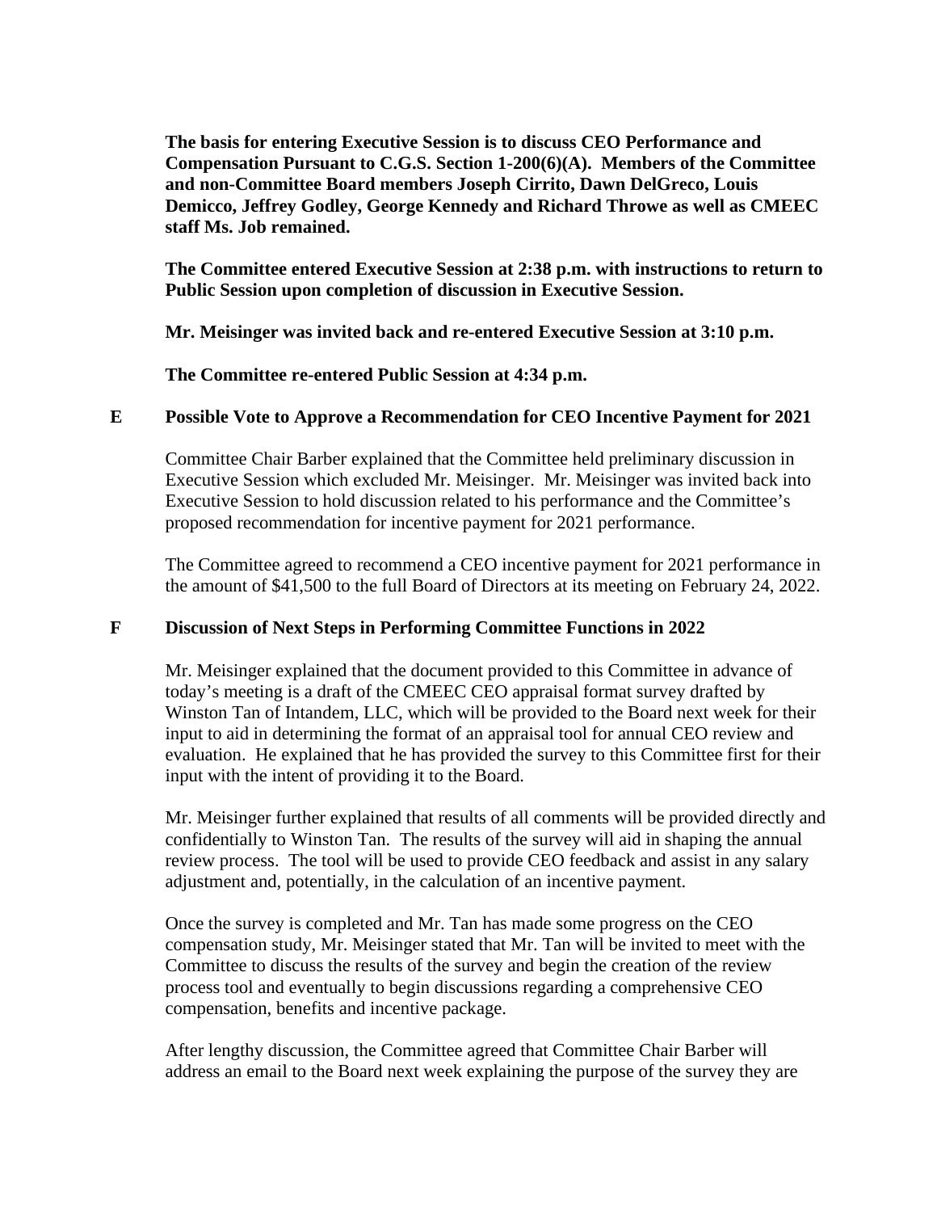**The basis for entering Executive Session is to discuss CEO Performance and Compensation Pursuant to C.G.S. Section 1-200(6)(A). Members of the Committee and non-Committee Board members Joseph Cirrito, Dawn DelGreco, Louis Demicco, Jeffrey Godley, George Kennedy and Richard Throwe as well as CMEEC staff Ms. Job remained.**

**The Committee entered Executive Session at 2:38 p.m. with instructions to return to Public Session upon completion of discussion in Executive Session.**

**Mr. Meisinger was invited back and re-entered Executive Session at 3:10 p.m.**

**The Committee re-entered Public Session at 4:34 p.m.**

## E Possible Vote to Approve a Recommendation for CEO Incentive Payment for 2021

Committee Chair Barber explained that the Committee held preliminary discussion in Executive Session which excluded Mr. Meisinger. Mr. Meisinger was invited back into Executive Session to hold discussion related to his performance and the Committee's proposed recommendation for incentive payment for 2021 performance.

The Committee agreed to recommend a CEO incentive payment for 2021 performance in the amount of $41,500 to the full Board of Directors at its meeting on February 24, 2022.

## F Discussion of Next Steps in Performing Committee Functions in 2022

Mr. Meisinger explained that the document provided to this Committee in advance of today's meeting is a draft of the CMEEC CEO appraisal format survey drafted by Winston Tan of Intandem, LLC, which will be provided to the Board next week for their input to aid in determining the format of an appraisal tool for annual CEO review and evaluation. He explained that he has provided the survey to this Committee first for their input with the intent of providing it to the Board.

Mr. Meisinger further explained that results of all comments will be provided directly and confidentially to Winston Tan. The results of the survey will aid in shaping the annual review process. The tool will be used to provide CEO feedback and assist in any salary adjustment and, potentially, in the calculation of an incentive payment.

Once the survey is completed and Mr. Tan has made some progress on the CEO compensation study, Mr. Meisinger stated that Mr. Tan will be invited to meet with the Committee to discuss the results of the survey and begin the creation of the review process tool and eventually to begin discussions regarding a comprehensive CEO compensation, benefits and incentive package.

After lengthy discussion, the Committee agreed that Committee Chair Barber will address an email to the Board next week explaining the purpose of the survey they are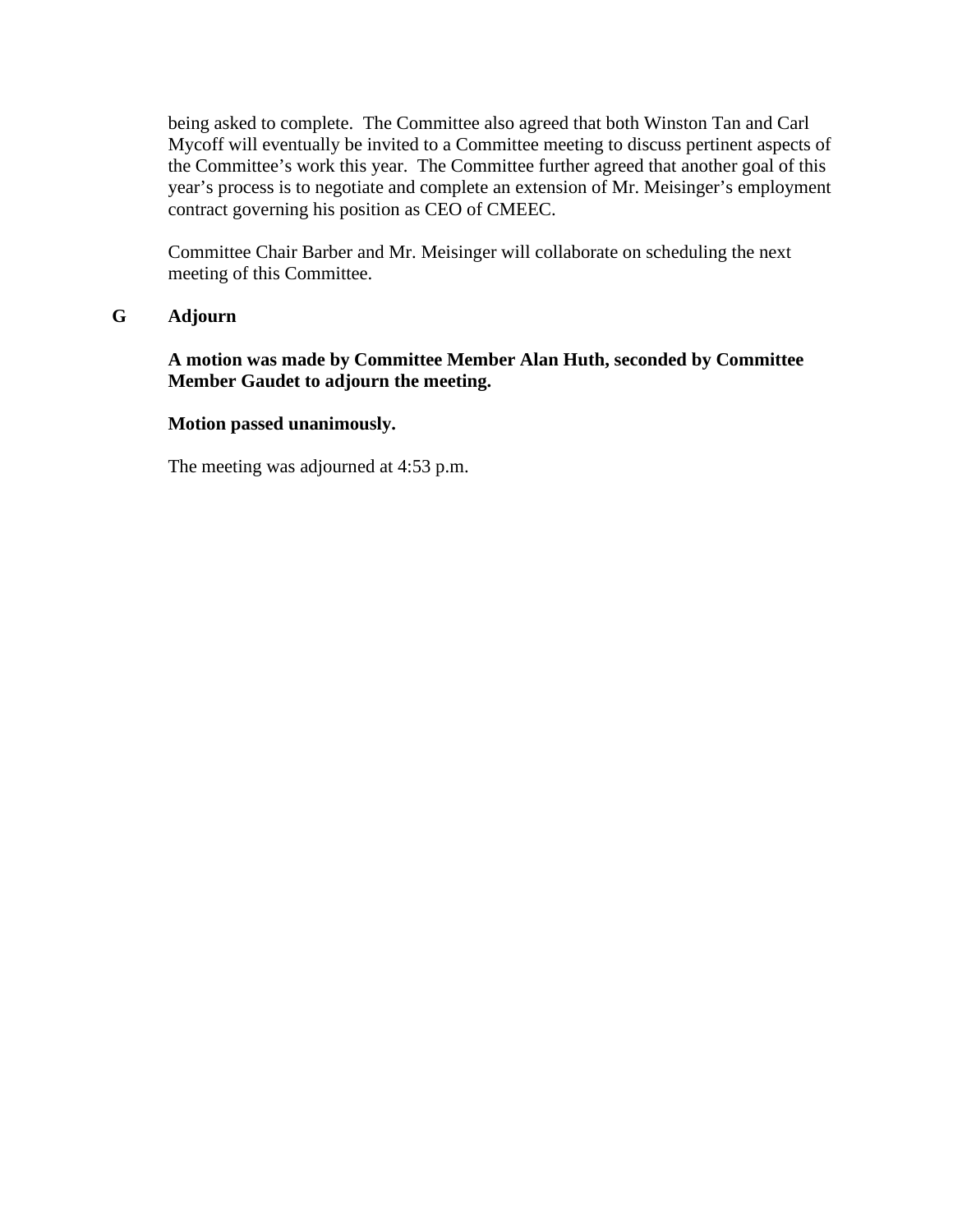being asked to complete.  The Committee also agreed that both Winston Tan and Carl Mycoff will eventually be invited to a Committee meeting to discuss pertinent aspects of the Committee's work this year.  The Committee further agreed that another goal of this year's process is to negotiate and complete an extension of Mr. Meisinger's employment contract governing his position as CEO of CMEEC.

Committee Chair Barber and Mr. Meisinger will collaborate on scheduling the next meeting of this Committee.

**G Adjourn**

**A motion was made by Committee Member Alan Huth, seconded by Committee Member Gaudet to adjourn the meeting.**

**Motion passed unanimously.**

The meeting was adjourned at 4:53 p.m.